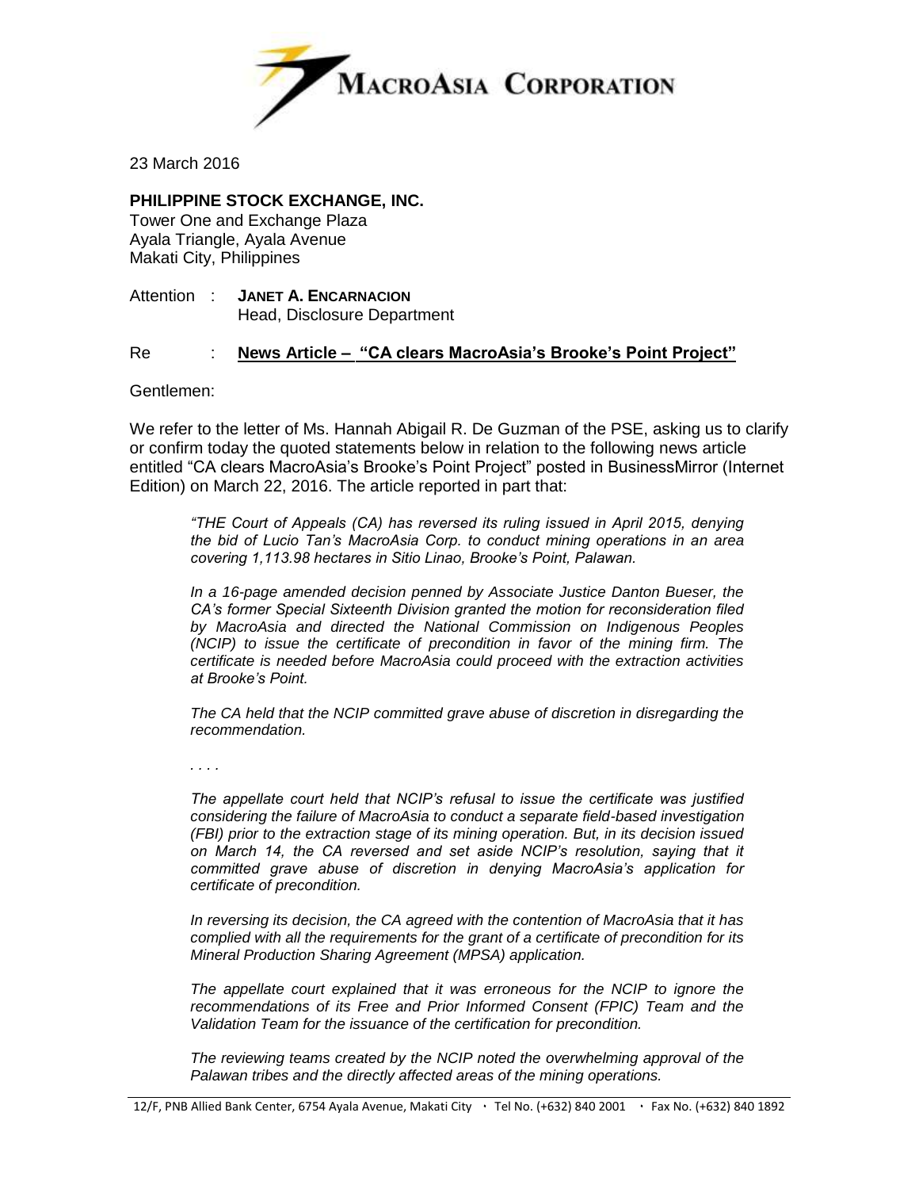**MACROASIA CORPORATION**

23 March 2016

**PHILIPPINE STOCK EXCHANGE, INC.**
Tower One and Exchange Plaza
Ayala Triangle, Ayala Avenue
Makati City, Philippines

Attention : **JANET A. ENCARNACION**
Head, Disclosure Department

Re : **News Article – "CA clears MacroAsia's Brooke's Point Project"**

Gentlemen:

We refer to the letter of Ms. Hannah Abigail R. De Guzman of the PSE, asking us to clarify or confirm today the quoted statements below in relation to the following news article entitled "CA clears MacroAsia's Brooke's Point Project" posted in BusinessMirror (Internet Edition) on March 22, 2016. The article reported in part that:

> *"THE Court of Appeals (CA) has reversed its ruling issued in April 2015, denying the bid of Lucio Tan's MacroAsia Corp. to conduct mining operations in an area covering 1,113.98 hectares in Sitio Linao, Brooke's Point, Palawan.*
>
> *In a 16-page amended decision penned by Associate Justice Danton Bueser, the CA's former Special Sixteenth Division granted the motion for reconsideration filed by MacroAsia and directed the National Commission on Indigenous Peoples (NCIP) to issue the certificate of precondition in favor of the mining firm. The certificate is needed before MacroAsia could proceed with the extraction activities at Brooke's Point.*
>
> *The CA held that the NCIP committed grave abuse of discretion in disregarding the recommendation.*
>
> *. . . .*
>
> *The appellate court held that NCIP's refusal to issue the certificate was justified considering the failure of MacroAsia to conduct a separate field-based investigation (FBI) prior to the extraction stage of its mining operation. But, in its decision issued on March 14, the CA reversed and set aside NCIP's resolution, saying that it committed grave abuse of discretion in denying MacroAsia's application for certificate of precondition.*
>
> *In reversing its decision, the CA agreed with the contention of MacroAsia that it has complied with all the requirements for the grant of a certificate of precondition for its Mineral Production Sharing Agreement (MPSA) application.*
>
> *The appellate court explained that it was erroneous for the NCIP to ignore the recommendations of its Free and Prior Informed Consent (FPIC) Team and the Validation Team for the issuance of the certification for precondition.*
>
> *The reviewing teams created by the NCIP noted the overwhelming approval of the Palawan tribes and the directly affected areas of the mining operations.*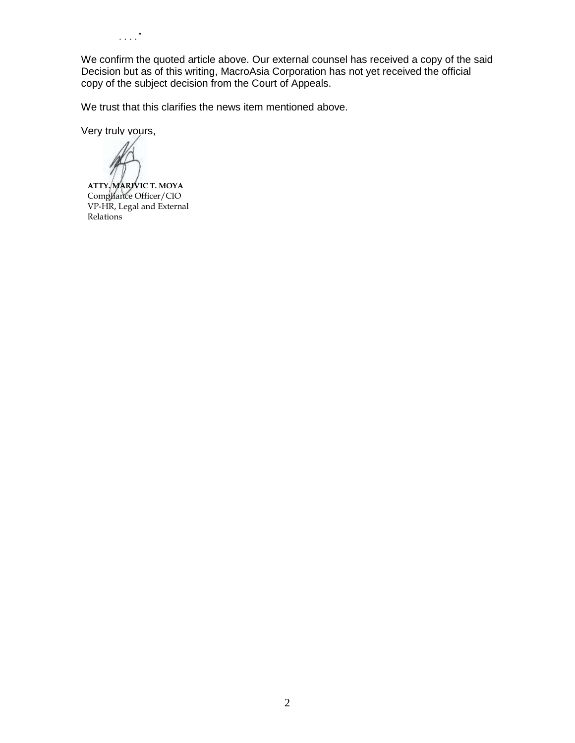*. . . ."*

We confirm the quoted article above. Our external counsel has received a copy of the said Decision but as of this writing, MacroAsia Corporation has not yet received the official copy of the subject decision from the Court of Appeals.

We trust that this clarifies the news item mentioned above.

Very truly yours,

**ATTY. MARIVIC T. MOYA**
Compliance Officer/CIO
VP-HR, Legal and External Relations